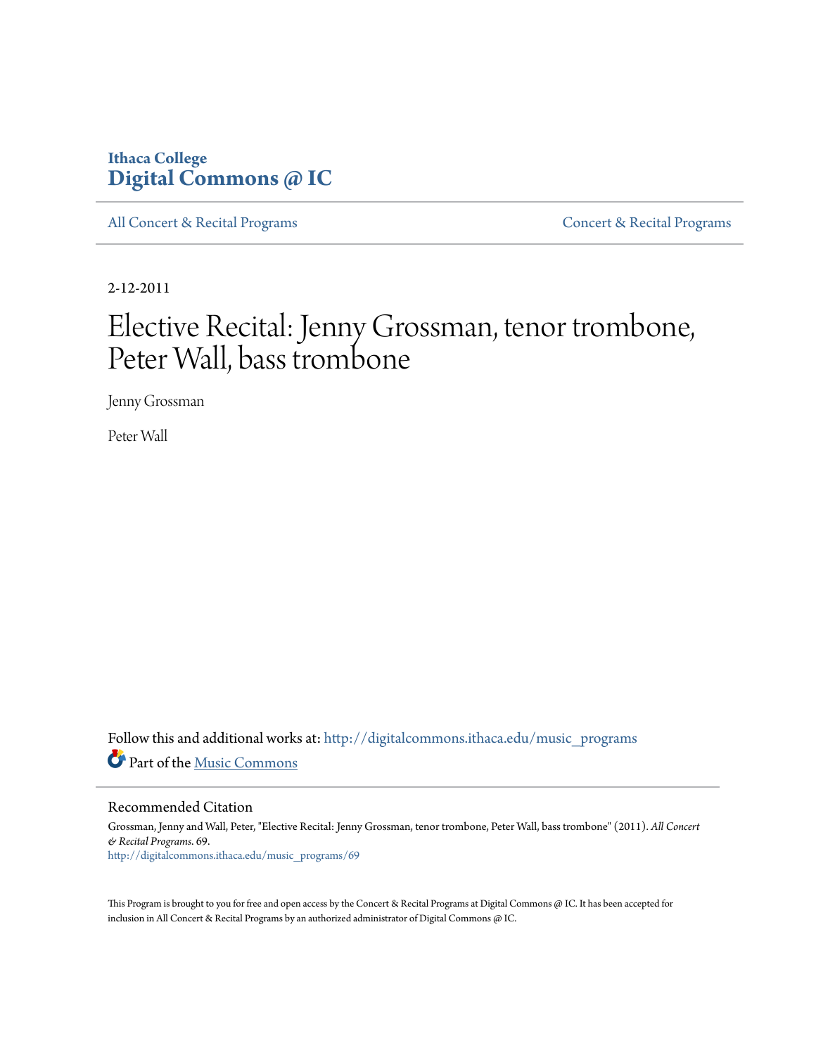Ithaca College
**Digital Commons @ IC**

All Concert & Recital Programs | Concert & Recital Programs

2-12-2011

# Elective Recital: Jenny Grossman, tenor trombone, Peter Wall, bass trombone

Jenny Grossman

Peter Wall

Follow this and additional works at: http://digitalcommons.ithaca.edu/music_programs

Part of the Music Commons

## Recommended Citation

Grossman, Jenny and Wall, Peter, "Elective Recital: Jenny Grossman, tenor trombone, Peter Wall, bass trombone" (2011). *All Concert & Recital Programs*. 69.
http://digitalcommons.ithaca.edu/music_programs/69

This Program is brought to you for free and open access by the Concert & Recital Programs at Digital Commons @ IC. It has been accepted for inclusion in All Concert & Recital Programs by an authorized administrator of Digital Commons @ IC.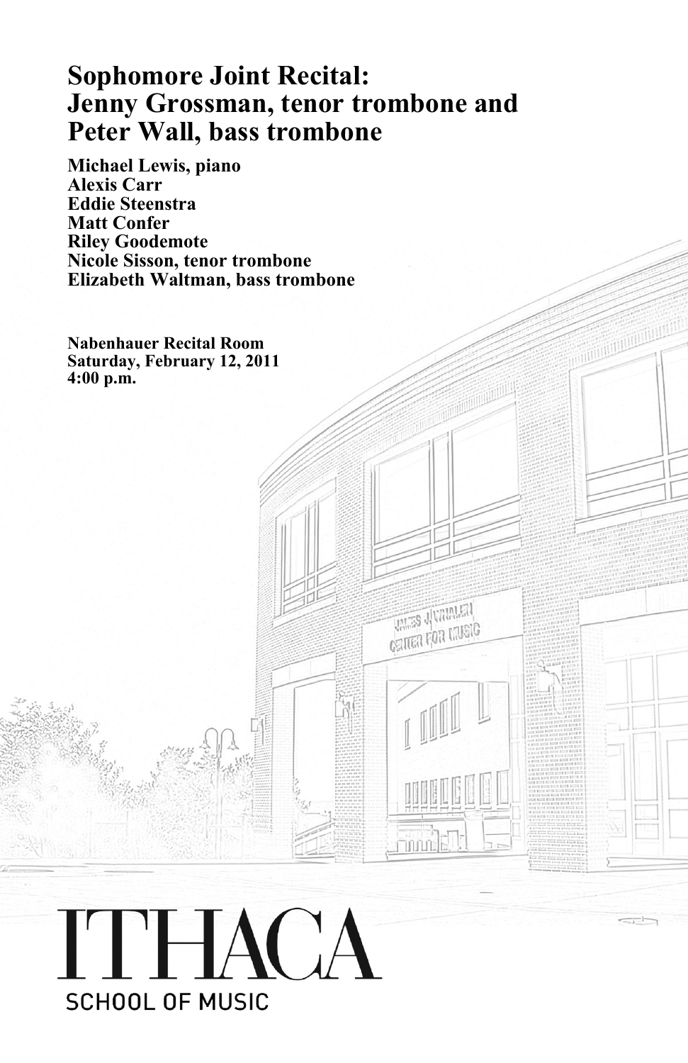# Sophomore Joint Recital: Jenny Grossman, tenor trombone and Peter Wall, bass trombone

**Michael Lewis, piano**
**Alexis Carr**
**Eddie Steenstra**
**Matt Confer**
**Riley Goodemote**
**Nicole Sisson, tenor trombone**
**Elizabeth Waltman, bass trombone**

**Nabenhauer Recital Room**
**Saturday, February 12, 2011**
**4:00 p.m.**

ITHACA
SCHOOL OF MUSIC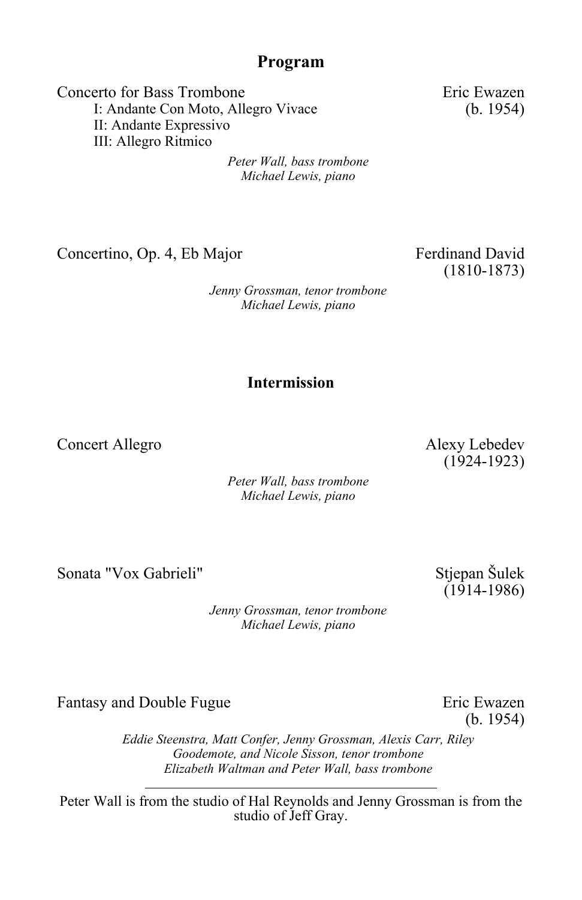## Program

Concerto for Bass Trombone — Eric Ewazen (b. 1954)

I: Andante Con Moto, Allegro Vivace
II: Andante Expressivo
III: Allegro Ritmico

*Peter Wall, bass trombone*
*Michael Lewis, piano*

Concertino, Op. 4, Eb Major — Ferdinand David (1810-1873)

*Jenny Grossman, tenor trombone*
*Michael Lewis, piano*

### Intermission

Concert Allegro — Alexy Lebedev (1924-1923)

*Peter Wall, bass trombone*
*Michael Lewis, piano*

Sonata "Vox Gabrieli" — Stjepan Šulek (1914-1986)

*Jenny Grossman, tenor trombone*
*Michael Lewis, piano*

Fantasy and Double Fugue — Eric Ewazen (b. 1954)

*Eddie Steenstra, Matt Confer, Jenny Grossman, Alexis Carr, Riley Goodemote, and Nicole Sisson, tenor trombone*
*Elizabeth Waltman and Peter Wall, bass trombone*

---

Peter Wall is from the studio of Hal Reynolds and Jenny Grossman is from the studio of Jeff Gray.